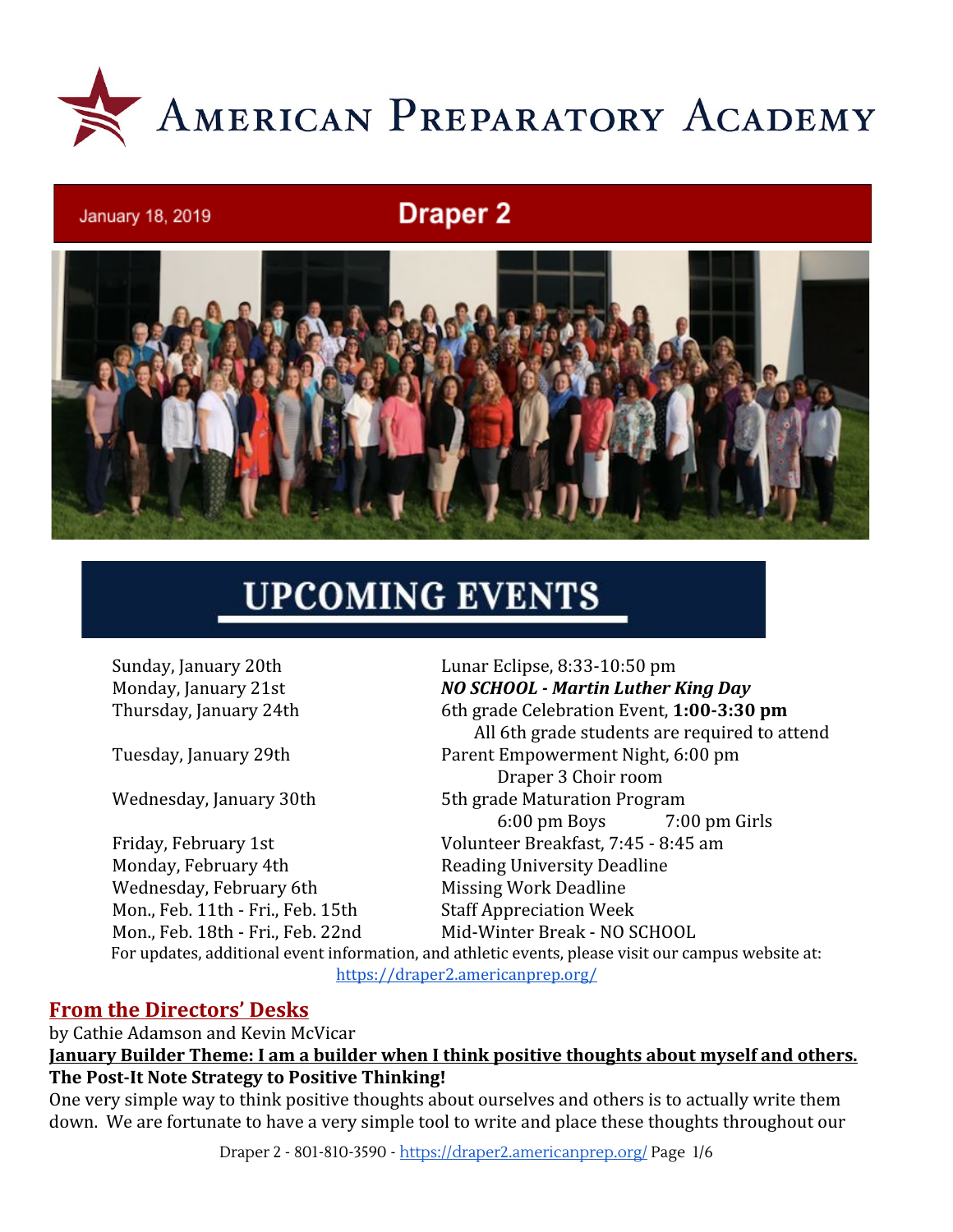# American Preparatory Academy

January 18, 2019

## Draper 2

## UPCOMING EVENTS

| | |
|---|---|
| Sunday, January 20th | Lunar Eclipse, 8:33-10:50 pm |
| Monday, January 21st | ***NO SCHOOL - Martin Luther King Day*** |
| Thursday, January 24th | 6th grade Celebration Event, **1:00-3:30 pm** All 6th grade students are required to attend |
| Tuesday, January 29th | Parent Empowerment Night, 6:00 pm Draper 3 Choir room |
| Wednesday, January 30th | 5th grade Maturation Program 6:00 pm Boys 7:00 pm Girls |
| Friday, February 1st | Volunteer Breakfast, 7:45 - 8:45 am |
| Monday, February 4th | Reading University Deadline |
| Wednesday, February 6th | Missing Work Deadline |
| Mon., Feb. 11th - Fri., Feb. 15th | Staff Appreciation Week |
| Mon., Feb. 18th - Fri., Feb. 22nd | Mid-Winter Break - NO SCHOOL |

For updates, additional event information, and athletic events, please visit our campus website at: https://draper2.americanprep.org/

## From the Directors' Desks

by Cathie Adamson and Kevin McVicar

**January Builder Theme: I am a builder when I think positive thoughts about myself and others.**

**The Post-It Note Strategy to Positive Thinking!**

One very simple way to think positive thoughts about ourselves and others is to actually write them down. We are fortunate to have a very simple tool to write and place these thoughts throughout our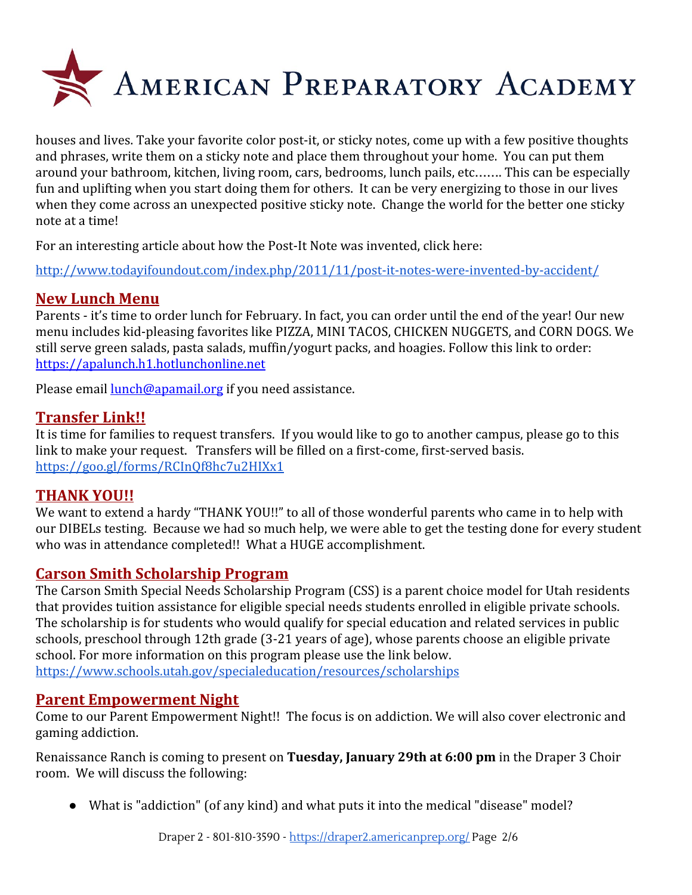houses and lives. Take your favorite color post-it, or sticky notes, come up with a few positive thoughts and phrases, write them on a sticky note and place them throughout your home. You can put them around your bathroom, kitchen, living room, cars, bedrooms, lunch pails, etc……. This can be especially fun and uplifting when you start doing them for others. It can be very energizing to those in our lives when they come across an unexpected positive sticky note. Change the world for the better one sticky note at a time!

For an interesting article about how the Post-It Note was invented, click here:

http://www.todayifoundout.com/index.php/2011/11/post-it-notes-were-invented-by-accident/

## New Lunch Menu

Parents - it's time to order lunch for February. In fact, you can order until the end of the year! Our new menu includes kid-pleasing favorites like PIZZA, MINI TACOS, CHICKEN NUGGETS, and CORN DOGS. We still serve green salads, pasta salads, muffin/yogurt packs, and hoagies. Follow this link to order: https://apalunch.h1.hotlunchonline.net

Please email lunch@apamail.org if you need assistance.

## Transfer Link!!

It is time for families to request transfers. If you would like to go to another campus, please go to this link to make your request. Transfers will be filled on a first-come, first-served basis. https://goo.gl/forms/RCInQf8hc7u2HIXx1

## THANK YOU!!

We want to extend a hardy "THANK YOU!!" to all of those wonderful parents who came in to help with our DIBELs testing. Because we had so much help, we were able to get the testing done for every student who was in attendance completed!! What a HUGE accomplishment.

## Carson Smith Scholarship Program

The Carson Smith Special Needs Scholarship Program (CSS) is a parent choice model for Utah residents that provides tuition assistance for eligible special needs students enrolled in eligible private schools. The scholarship is for students who would qualify for special education and related services in public schools, preschool through 12th grade (3-21 years of age), whose parents choose an eligible private school. For more information on this program please use the link below.
https://www.schools.utah.gov/specialeducation/resources/scholarships

## Parent Empowerment Night

Come to our Parent Empowerment Night!! The focus is on addiction. We will also cover electronic and gaming addiction.

Renaissance Ranch is coming to present on **Tuesday, January 29th at 6:00 pm** in the Draper 3 Choir room. We will discuss the following:

- What is "addiction" (of any kind) and what puts it into the medical "disease" model?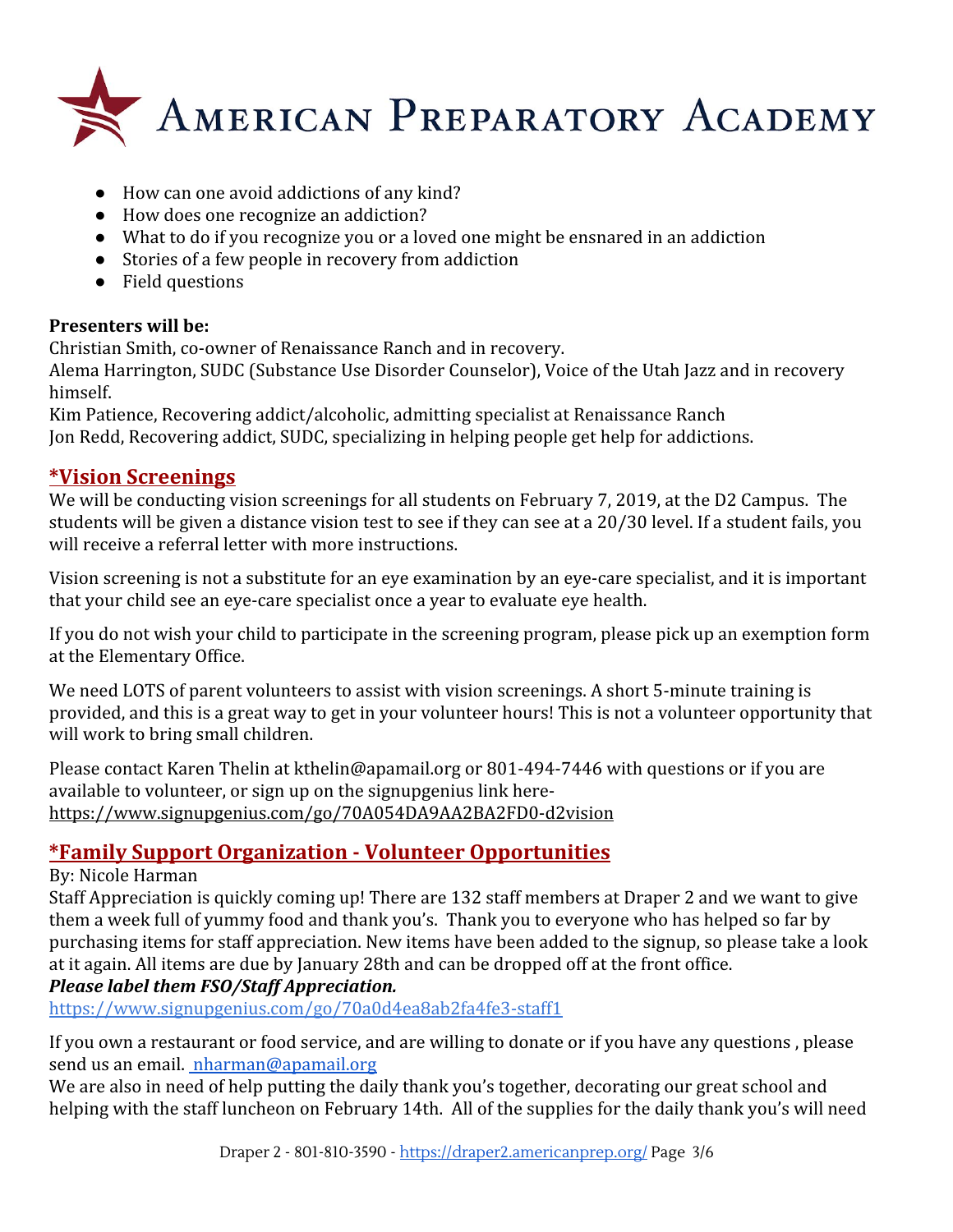- How can one avoid addictions of any kind?
- How does one recognize an addiction?
- What to do if you recognize you or a loved one might be ensnared in an addiction
- Stories of a few people in recovery from addiction
- Field questions

**Presenters will be:**
Christian Smith, co-owner of Renaissance Ranch and in recovery.
Alema Harrington, SUDC (Substance Use Disorder Counselor), Voice of the Utah Jazz and in recovery himself.
Kim Patience, Recovering addict/alcoholic, admitting specialist at Renaissance Ranch
Jon Redd, Recovering addict, SUDC, specializing in helping people get help for addictions.

## *Vision Screenings

We will be conducting vision screenings for all students on February 7, 2019, at the D2 Campus. The students will be given a distance vision test to see if they can see at a 20/30 level. If a student fails, you will receive a referral letter with more instructions.

Vision screening is not a substitute for an eye examination by an eye-care specialist, and it is important that your child see an eye-care specialist once a year to evaluate eye health.

If you do not wish your child to participate in the screening program, please pick up an exemption form at the Elementary Office.

We need LOTS of parent volunteers to assist with vision screenings. A short 5-minute training is provided, and this is a great way to get in your volunteer hours! This is not a volunteer opportunity that will work to bring small children.

Please contact Karen Thelin at kthelin@apamail.org or 801-494-7446 with questions or if you are available to volunteer, or sign up on the signupgenius link here- https://www.signupgenius.com/go/70A054DA9AA2BA2FD0-d2vision

## *Family Support Organization - Volunteer Opportunities

By: Nicole Harman
Staff Appreciation is quickly coming up! There are 132 staff members at Draper 2 and we want to give them a week full of yummy food and thank you's. Thank you to everyone who has helped so far by purchasing items for staff appreciation. New items have been added to the signup, so please take a look at it again. All items are due by January 28th and can be dropped off at the front office.
***Please label them FSO/Staff Appreciation.***
https://www.signupgenius.com/go/70a0d4ea8ab2fa4fe3-staff1

If you own a restaurant or food service, and are willing to donate or if you have any questions , please send us an email. nharman@apamail.org
We are also in need of help putting the daily thank you's together, decorating our great school and helping with the staff luncheon on February 14th. All of the supplies for the daily thank you's will need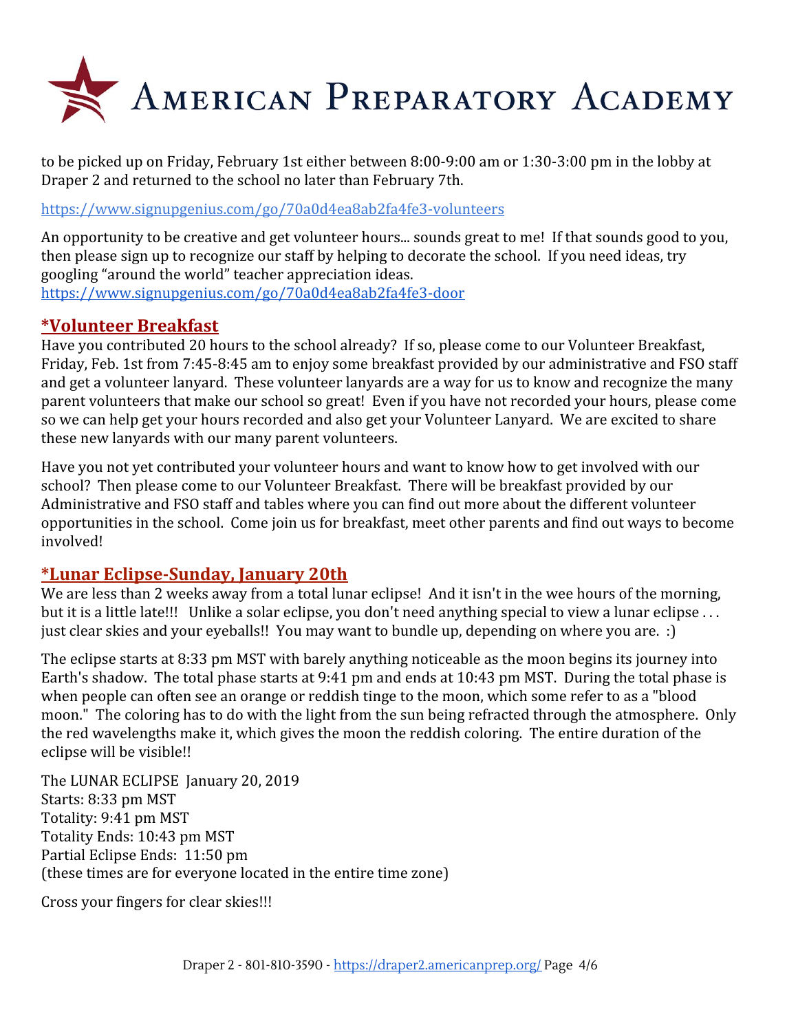to be picked up on Friday, February 1st either between 8:00-9:00 am or 1:30-3:00 pm in the lobby at Draper 2 and returned to the school no later than February 7th.

https://www.signupgenius.com/go/70a0d4ea8ab2fa4fe3-volunteers

An opportunity to be creative and get volunteer hours... sounds great to me! If that sounds good to you, then please sign up to recognize our staff by helping to decorate the school. If you need ideas, try googling "around the world" teacher appreciation ideas.
https://www.signupgenius.com/go/70a0d4ea8ab2fa4fe3-door

## *Volunteer Breakfast

Have you contributed 20 hours to the school already? If so, please come to our Volunteer Breakfast, Friday, Feb. 1st from 7:45-8:45 am to enjoy some breakfast provided by our administrative and FSO staff and get a volunteer lanyard. These volunteer lanyards are a way for us to know and recognize the many parent volunteers that make our school so great! Even if you have not recorded your hours, please come so we can help get your hours recorded and also get your Volunteer Lanyard. We are excited to share these new lanyards with our many parent volunteers.

Have you not yet contributed your volunteer hours and want to know how to get involved with our school? Then please come to our Volunteer Breakfast. There will be breakfast provided by our Administrative and FSO staff and tables where you can find out more about the different volunteer opportunities in the school. Come join us for breakfast, meet other parents and find out ways to become involved!

## *Lunar Eclipse-Sunday, January 20th

We are less than 2 weeks away from a total lunar eclipse! And it isn't in the wee hours of the morning, but it is a little late!!! Unlike a solar eclipse, you don't need anything special to view a lunar eclipse . . . just clear skies and your eyeballs!! You may want to bundle up, depending on where you are. :)

The eclipse starts at 8:33 pm MST with barely anything noticeable as the moon begins its journey into Earth's shadow. The total phase starts at 9:41 pm and ends at 10:43 pm MST. During the total phase is when people can often see an orange or reddish tinge to the moon, which some refer to as a "blood moon." The coloring has to do with the light from the sun being refracted through the atmosphere. Only the red wavelengths make it, which gives the moon the reddish coloring. The entire duration of the eclipse will be visible!!

The LUNAR ECLIPSE January 20, 2019
Starts: 8:33 pm MST
Totality: 9:41 pm MST
Totality Ends: 10:43 pm MST
Partial Eclipse Ends: 11:50 pm
(these times are for everyone located in the entire time zone)

Cross your fingers for clear skies!!!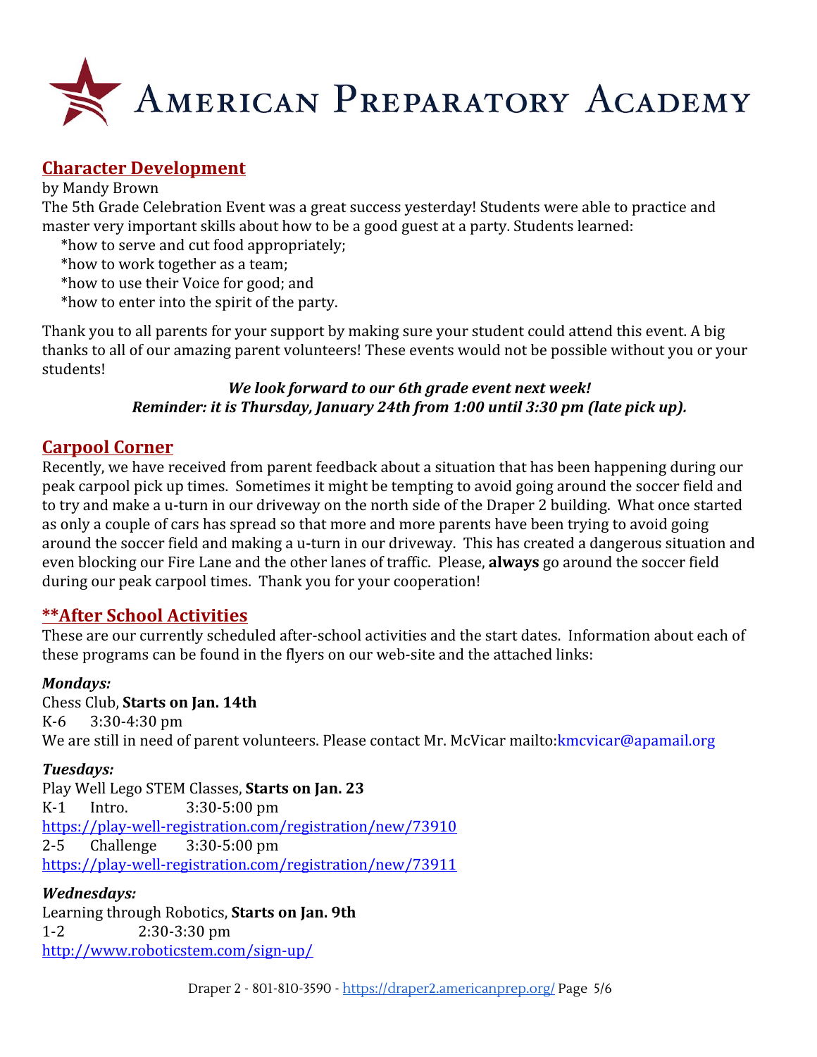# American Preparatory Academy

## Character Development

by Mandy Brown

The 5th Grade Celebration Event was a great success yesterday! Students were able to practice and master very important skills about how to be a good guest at a party. Students learned:

*how to serve and cut food appropriately;
*how to work together as a team;
*how to use their Voice for good; and
*how to enter into the spirit of the party.

Thank you to all parents for your support by making sure your student could attend this event. A big thanks to all of our amazing parent volunteers! These events would not be possible without you or your students!

***We look forward to our 6th grade event next week!***
***Reminder: it is Thursday, January 24th from 1:00 until 3:30 pm (late pick up).***

## Carpool Corner

Recently, we have received from parent feedback about a situation that has been happening during our peak carpool pick up times. Sometimes it might be tempting to avoid going around the soccer field and to try and make a u-turn in our driveway on the north side of the Draper 2 building. What once started as only a couple of cars has spread so that more and more parents have been trying to avoid going around the soccer field and making a u-turn in our driveway. This has created a dangerous situation and even blocking our Fire Lane and the other lanes of traffic. Please, **always** go around the soccer field during our peak carpool times. Thank you for your cooperation!

## **After School Activities

These are our currently scheduled after-school activities and the start dates. Information about each of these programs can be found in the flyers on our web-site and the attached links:

***Mondays:***

Chess Club, **Starts on Jan. 14th**
K-6 3:30-4:30 pm
We are still in need of parent volunteers. Please contact Mr. McVicar mailto:kmcvicar@apamail.org

***Tuesdays:***

Play Well Lego STEM Classes, **Starts on Jan. 23**
K-1 Intro. 3:30-5:00 pm
https://play-well-registration.com/registration/new/73910
2-5 Challenge 3:30-5:00 pm
https://play-well-registration.com/registration/new/73911

***Wednesdays:***

Learning through Robotics, **Starts on Jan. 9th**
1-2 2:30-3:30 pm
http://www.roboticstem.com/sign-up/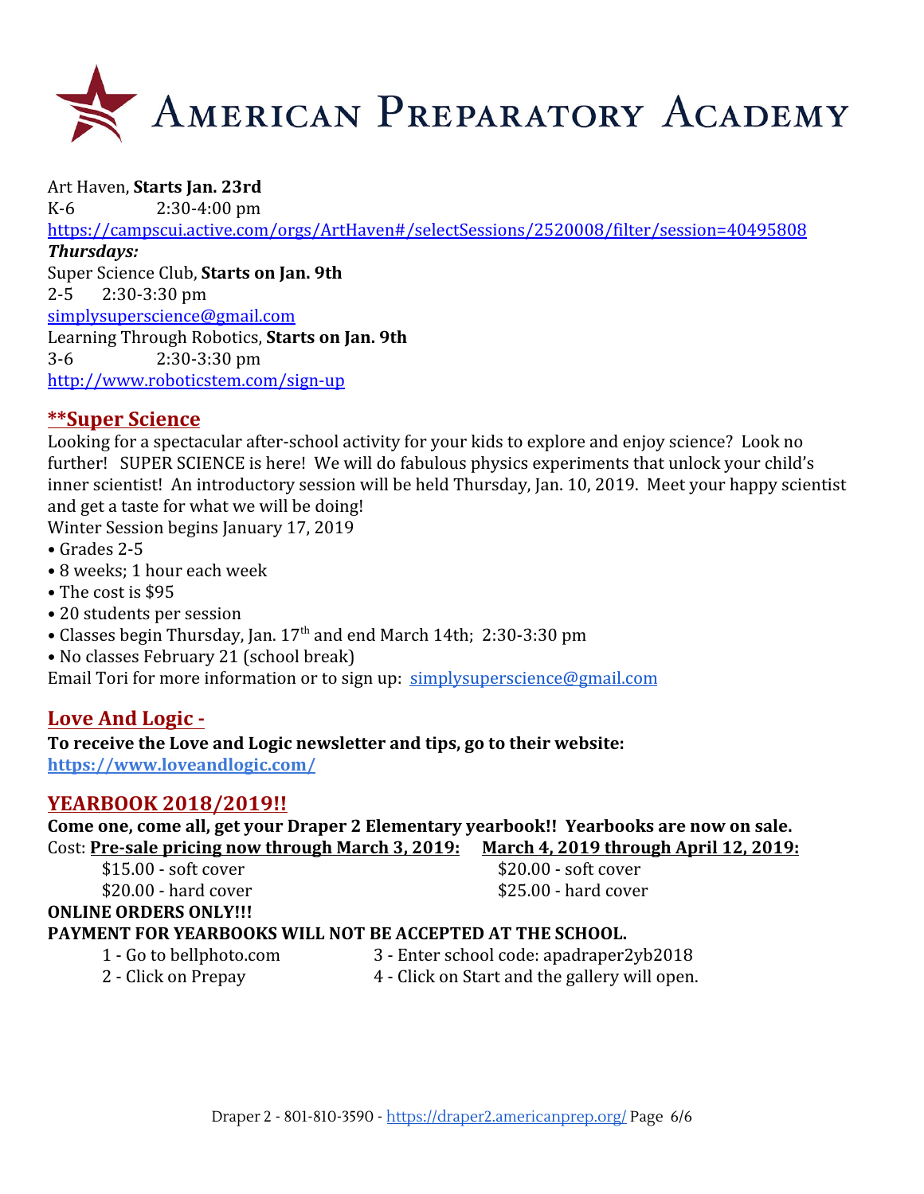# AMERICAN PREPARATORY ACADEMY

Art Haven, **Starts Jan. 23rd**
K-6 2:30-4:00 pm
https://campscui.active.com/orgs/ArtHaven#/selectSessions/2520008/filter/session=40495808

***Thursdays:***

Super Science Club, **Starts on Jan. 9th**
2-5 2:30-3:30 pm
simplysuperscience@gmail.com

Learning Through Robotics, **Starts on Jan. 9th**
3-6 2:30-3:30 pm
http://www.roboticstem.com/sign-up

## **Super Science

Looking for a spectacular after-school activity for your kids to explore and enjoy science? Look no further! SUPER SCIENCE is here! We will do fabulous physics experiments that unlock your child's inner scientist! An introductory session will be held Thursday, Jan. 10, 2019. Meet your happy scientist and get a taste for what we will be doing!

Winter Session begins January 17, 2019

- Grades 2-5
- 8 weeks; 1 hour each week
- The cost is $95
- 20 students per session
- Classes begin Thursday, Jan. 17th and end March 14th; 2:30-3:30 pm
- No classes February 21 (school break)

Email Tori for more information or to sign up: simplysuperscience@gmail.com

## Love And Logic -

**To receive the Love and Logic newsletter and tips, go to their website:**
**https://www.loveandlogic.com/**

## YEARBOOK 2018/2019!!

**Come one, come all, get your Draper 2 Elementary yearbook!! Yearbooks are now on sale.**

Cost: **Pre-sale pricing now through March 3, 2019:**
$15.00 - soft cover
$20.00 - hard cover

**March 4, 2019 through April 12, 2019:**
$20.00 - soft cover
$25.00 - hard cover

**ONLINE ORDERS ONLY!!!**

**PAYMENT FOR YEARBOOKS WILL NOT BE ACCEPTED AT THE SCHOOL.**

1 - Go to bellphoto.com
2 - Click on Prepay
3 - Enter school code: apadraper2yb2018
4 - Click on Start and the gallery will open.